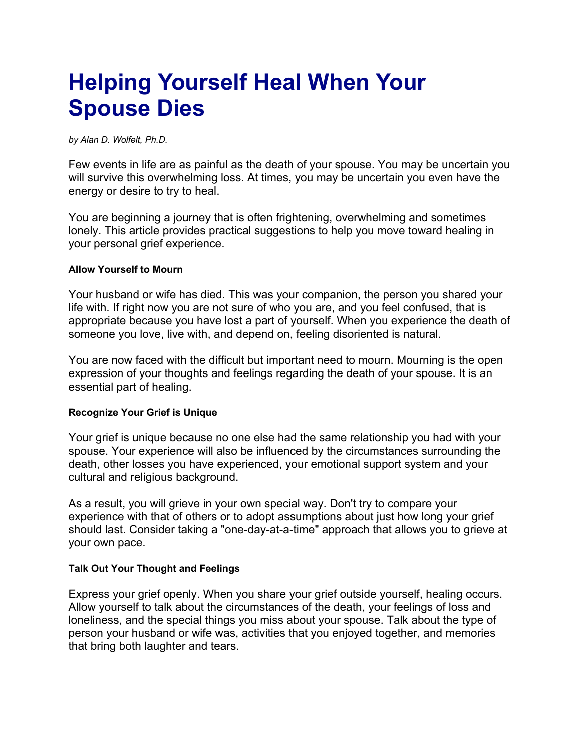# Helping Yourself Heal When Your Spouse Dies

*by Alan D. Wolfelt, Ph.D.*

Few events in life are as painful as the death of your spouse. You may be uncertain you will survive this overwhelming loss. At times, you may be uncertain you even have the energy or desire to try to heal.

You are beginning a journey that is often frightening, overwhelming and sometimes lonely. This article provides practical suggestions to help you move toward healing in your personal grief experience.

#### Allow Yourself to Mourn

Your husband or wife has died. This was your companion, the person you shared your life with. If right now you are not sure of who you are, and you feel confused, that is appropriate because you have lost a part of yourself. When you experience the death of someone you love, live with, and depend on, feeling disoriented is natural.

You are now faced with the difficult but important need to mourn. Mourning is the open expression of your thoughts and feelings regarding the death of your spouse. It is an essential part of healing.

#### Recognize Your Grief is Unique

Your grief is unique because no one else had the same relationship you had with your spouse. Your experience will also be influenced by the circumstances surrounding the death, other losses you have experienced, your emotional support system and your cultural and religious background.

As a result, you will grieve in your own special way. Don't try to compare your experience with that of others or to adopt assumptions about just how long your grief should last. Consider taking a "one-day-at-a-time" approach that allows you to grieve at your own pace.

#### Talk Out Your Thought and Feelings

Express your grief openly. When you share your grief outside yourself, healing occurs. Allow yourself to talk about the circumstances of the death, your feelings of loss and loneliness, and the special things you miss about your spouse. Talk about the type of person your husband or wife was, activities that you enjoyed together, and memories that bring both laughter and tears.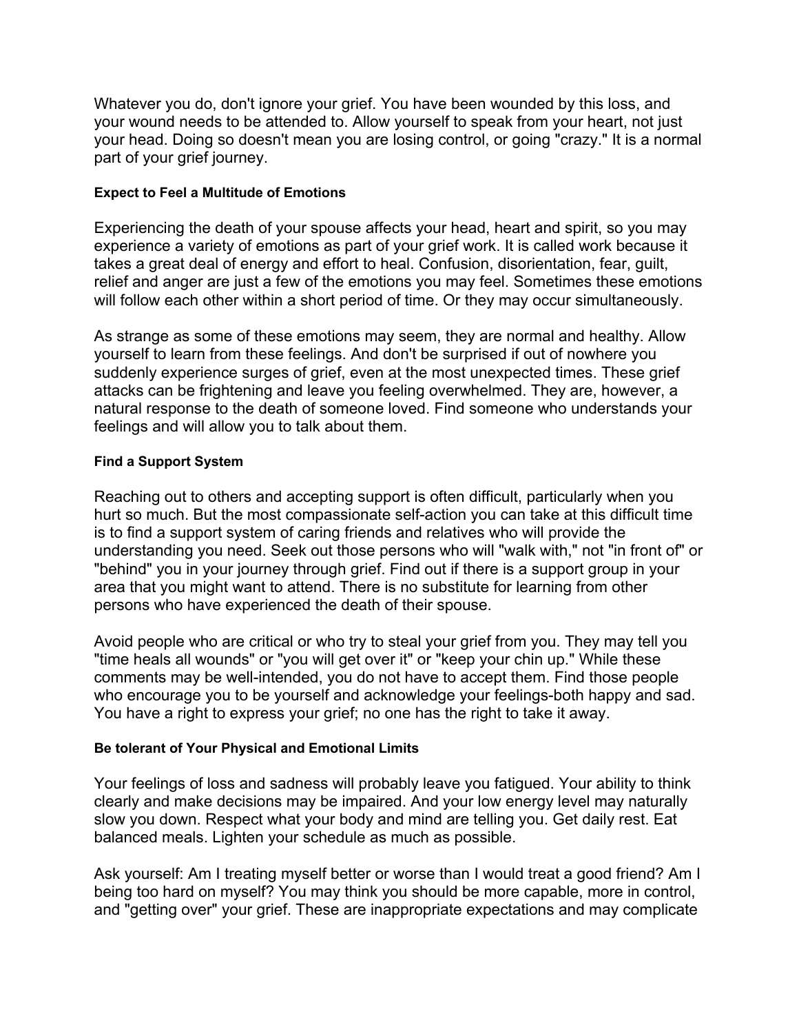Whatever you do, don't ignore your grief. You have been wounded by this loss, and your wound needs to be attended to. Allow yourself to speak from your heart, not just your head. Doing so doesn't mean you are losing control, or going "crazy." It is a normal part of your grief journey.

#### Expect to Feel a Multitude of Emotions

Experiencing the death of your spouse affects your head, heart and spirit, so you may experience a variety of emotions as part of your grief work. It is called work because it takes a great deal of energy and effort to heal. Confusion, disorientation, fear, guilt, relief and anger are just a few of the emotions you may feel. Sometimes these emotions will follow each other within a short period of time. Or they may occur simultaneously.

As strange as some of these emotions may seem, they are normal and healthy. Allow yourself to learn from these feelings. And don't be surprised if out of nowhere you suddenly experience surges of grief, even at the most unexpected times. These grief attacks can be frightening and leave you feeling overwhelmed. They are, however, a natural response to the death of someone loved. Find someone who understands your feelings and will allow you to talk about them.

#### Find a Support System

Reaching out to others and accepting support is often difficult, particularly when you hurt so much. But the most compassionate self-action you can take at this difficult time is to find a support system of caring friends and relatives who will provide the understanding you need. Seek out those persons who will "walk with," not "in front of" or "behind" you in your journey through grief. Find out if there is a support group in your area that you might want to attend. There is no substitute for learning from other persons who have experienced the death of their spouse.

Avoid people who are critical or who try to steal your grief from you. They may tell you "time heals all wounds" or "you will get over it" or "keep your chin up." While these comments may be well-intended, you do not have to accept them. Find those people who encourage you to be yourself and acknowledge your feelings-both happy and sad. You have a right to express your grief; no one has the right to take it away.

#### Be tolerant of Your Physical and Emotional Limits

Your feelings of loss and sadness will probably leave you fatigued. Your ability to think clearly and make decisions may be impaired. And your low energy level may naturally slow you down. Respect what your body and mind are telling you. Get daily rest. Eat balanced meals. Lighten your schedule as much as possible.

Ask yourself: Am I treating myself better or worse than I would treat a good friend? Am I being too hard on myself? You may think you should be more capable, more in control, and "getting over" your grief. These are inappropriate expectations and may complicate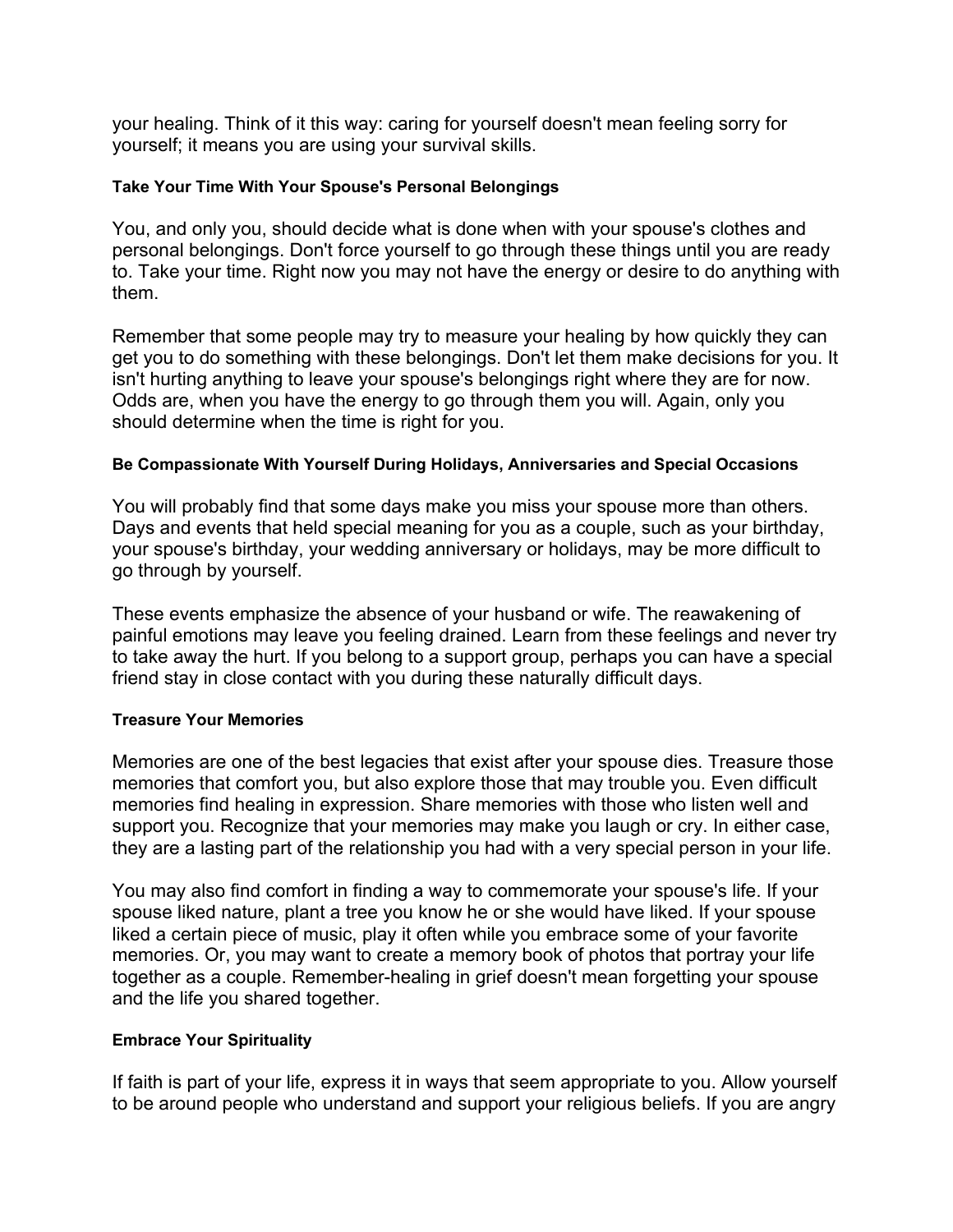your healing. Think of it this way: caring for yourself doesn't mean feeling sorry for yourself; it means you are using your survival skills.

#### Take Your Time With Your Spouse's Personal Belongings

You, and only you, should decide what is done when with your spouse's clothes and personal belongings. Don't force yourself to go through these things until you are ready to. Take your time. Right now you may not have the energy or desire to do anything with them.

Remember that some people may try to measure your healing by how quickly they can get you to do something with these belongings. Don't let them make decisions for you. It isn't hurting anything to leave your spouse's belongings right where they are for now. Odds are, when you have the energy to go through them you will. Again, only you should determine when the time is right for you.

#### Be Compassionate With Yourself During Holidays, Anniversaries and Special Occasions

You will probably find that some days make you miss your spouse more than others. Days and events that held special meaning for you as a couple, such as your birthday, your spouse's birthday, your wedding anniversary or holidays, may be more difficult to go through by yourself.

These events emphasize the absence of your husband or wife. The reawakening of painful emotions may leave you feeling drained. Learn from these feelings and never try to take away the hurt. If you belong to a support group, perhaps you can have a special friend stay in close contact with you during these naturally difficult days.

#### Treasure Your Memories

Memories are one of the best legacies that exist after your spouse dies. Treasure those memories that comfort you, but also explore those that may trouble you. Even difficult memories find healing in expression. Share memories with those who listen well and support you. Recognize that your memories may make you laugh or cry. In either case, they are a lasting part of the relationship you had with a very special person in your life.

You may also find comfort in finding a way to commemorate your spouse's life. If your spouse liked nature, plant a tree you know he or she would have liked. If your spouse liked a certain piece of music, play it often while you embrace some of your favorite memories. Or, you may want to create a memory book of photos that portray your life together as a couple. Remember-healing in grief doesn't mean forgetting your spouse and the life you shared together.

#### Embrace Your Spirituality

If faith is part of your life, express it in ways that seem appropriate to you. Allow yourself to be around people who understand and support your religious beliefs. If you are angry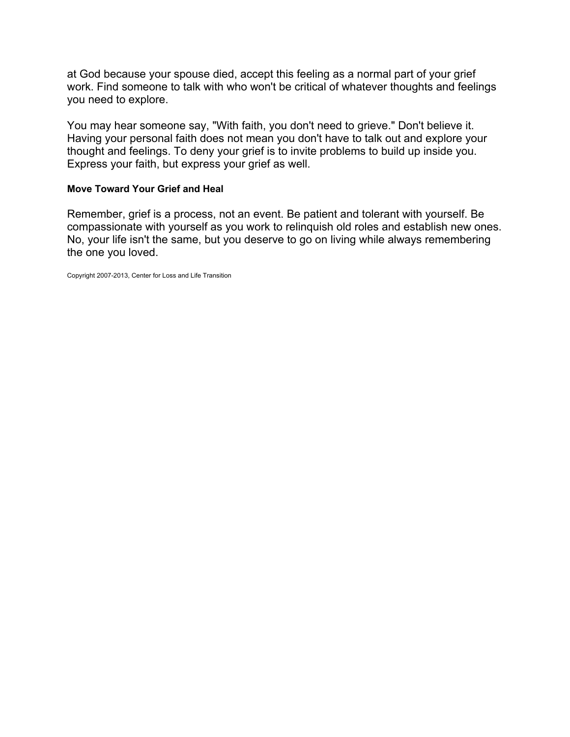at God because your spouse died, accept this feeling as a normal part of your grief work. Find someone to talk with who won't be critical of whatever thoughts and feelings you need to explore.

You may hear someone say, "With faith, you don't need to grieve." Don't believe it. Having your personal faith does not mean you don't have to talk out and explore your thought and feelings. To deny your grief is to invite problems to build up inside you. Express your faith, but express your grief as well.

**Move Toward Your Grief and Heal**

Remember, grief is a process, not an event. Be patient and tolerant with yourself. Be compassionate with yourself as you work to relinquish old roles and establish new ones. No, your life isn't the same, but you deserve to go on living while always remembering the one you loved.

Copyright 2007-2013, Center for Loss and Life Transition